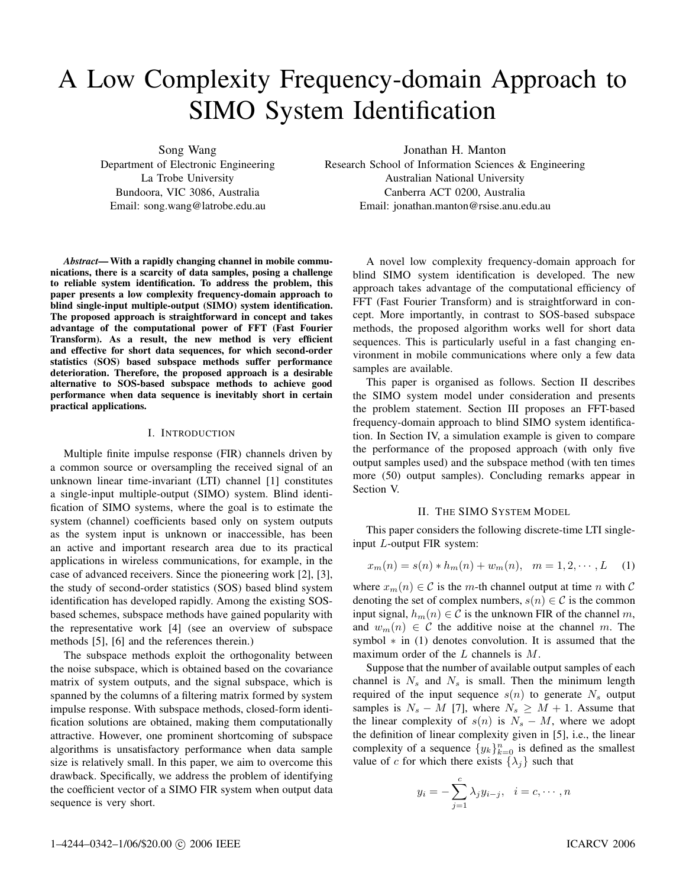# A Low Complexity Frequency-domain Approach to SIMO System Identification

Song Wang
Department of Electronic Engineering
La Trobe University
Bundoora, VIC 3086, Australia
Email: song.wang@latrobe.edu.au

Jonathan H. Manton
Research School of Information Sciences & Engineering
Australian National University
Canberra ACT 0200, Australia
Email: jonathan.manton@rsise.anu.edu.au

***Abstract*— With a rapidly changing channel in mobile communications, there is a scarcity of data samples, posing a challenge to reliable system identification. To address the problem, this paper presents a low complexity frequency-domain approach to blind single-input multiple-output (SIMO) system identification. The proposed approach is straightforward in concept and takes advantage of the computational power of FFT (Fast Fourier Transform). As a result, the new method is very efficient and effective for short data sequences, for which second-order statistics (SOS) based subspace methods suffer performance deterioration. Therefore, the proposed approach is a desirable alternative to SOS-based subspace methods to achieve good performance when data sequence is inevitably short in certain practical applications.**

## I. Introduction

Multiple finite impulse response (FIR) channels driven by a common source or oversampling the received signal of an unknown linear time-invariant (LTI) channel [1] constitutes a single-input multiple-output (SIMO) system. Blind identification of SIMO systems, where the goal is to estimate the system (channel) coefficients based only on system outputs as the system input is unknown or inaccessible, has been an active and important research area due to its practical applications in wireless communications, for example, in the case of advanced receivers. Since the pioneering work [2], [3], the study of second-order statistics (SOS) based blind system identification has developed rapidly. Among the existing SOS-based schemes, subspace methods have gained popularity with the representative work [4] (see an overview of subspace methods [5], [6] and the references therein.)

The subspace methods exploit the orthogonality between the noise subspace, which is obtained based on the covariance matrix of system outputs, and the signal subspace, which is spanned by the columns of a filtering matrix formed by system impulse response. With subspace methods, closed-form identification solutions are obtained, making them computationally attractive. However, one prominent shortcoming of subspace algorithms is unsatisfactory performance when data sample size is relatively small. In this paper, we aim to overcome this drawback. Specifically, we address the problem of identifying the coefficient vector of a SIMO FIR system when output data sequence is very short.

A novel low complexity frequency-domain approach for blind SIMO system identification is developed. The new approach takes advantage of the computational efficiency of FFT (Fast Fourier Transform) and is straightforward in concept. More importantly, in contrast to SOS-based subspace methods, the proposed algorithm works well for short data sequences. This is particularly useful in a fast changing environment in mobile communications where only a few data samples are available.

This paper is organised as follows. Section II describes the SIMO system model under consideration and presents the problem statement. Section III proposes an FFT-based frequency-domain approach to blind SIMO system identification. In Section IV, a simulation example is given to compare the performance of the proposed approach (with only five output samples used) and the subspace method (with ten times more (50) output samples). Concluding remarks appear in Section V.

## II. The SIMO System Model

This paper considers the following discrete-time LTI single-input $L$-output FIR system:

$$x_m(n) = s(n) * h_m(n) + w_m(n), \quad m = 1, 2, \cdots, L \quad (1)$$

where $x_m(n) \in \mathcal{C}$ is the $m$-th channel output at time $n$ with $\mathcal{C}$ denoting the set of complex numbers, $s(n) \in \mathcal{C}$ is the common input signal, $h_m(n) \in \mathcal{C}$ is the unknown FIR of the channel $m$, and $w_m(n) \in \mathcal{C}$ the additive noise at the channel $m$. The symbol $*$ in (1) denotes convolution. It is assumed that the maximum order of the $L$ channels is $M$.

Suppose that the number of available output samples of each channel is $N_s$ and $N_s$ is small. Then the minimum length required of the input sequence $s(n)$ to generate $N_s$ output samples is $N_s - M$ [7], where $N_s \geq M + 1$. Assume that the linear complexity of $s(n)$ is $N_s - M$, where we adopt the definition of linear complexity given in [5], i.e., the linear complexity of a sequence $\{y_k\}_{k=0}^{n}$ is defined as the smallest value of $c$ for which there exists $\{\lambda_j\}$ such that

$$y_i = -\sum_{j=1}^{c} \lambda_j y_{i-j}, \quad i = c, \cdots, n$$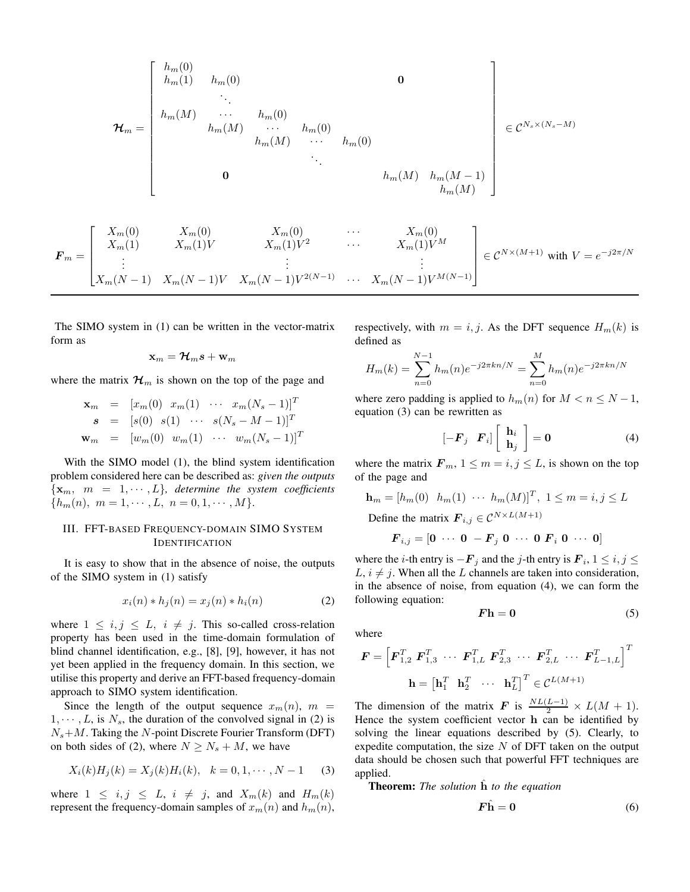$$
\boldsymbol{\mathcal{H}}_m = \begin{bmatrix}
h_m(0) & & & & & & \\
h_m(1) & h_m(0) & & & & \mathbf{0} & \\
 & \ddots & & & & & \\
h_m(M) & \cdots & h_m(0) & & & & \\
 & h_m(M) & \cdots & h_m(0) & & & \\
 & & h_m(M) & \cdots & h_m(0) & & \\
 & & & \ddots & & & \\
 & \mathbf{0} & & & & h_m(M) & h_m(M-1) \\
 & & & & & & h_m(M)
\end{bmatrix} \in \mathcal{C}^{N_s \times (N_s - M)}
$$

$$
\boldsymbol{F}_m = \begin{bmatrix}
X_m(0) & X_m(0) & X_m(0) & \cdots & X_m(0) \\
X_m(1) & X_m(1)V & X_m(1)V^2 & \cdots & X_m(1)V^M \\
\vdots & & \vdots & & \vdots \\
X_m(N-1) & X_m(N-1)V & X_m(N-1)V^{2(N-1)} & \cdots & X_m(N-1)V^{M(N-1)}
\end{bmatrix} \in \mathcal{C}^{N \times (M+1)} \text{ with } V = e^{-j2\pi/N}
$$

The SIMO system in (1) can be written in the vector-matrix form as

$$
\mathbf{x}_m = \boldsymbol{\mathcal{H}}_m \boldsymbol{s} + \mathbf{w}_m
$$

where the matrix $\boldsymbol{\mathcal{H}}_m$ is shown on the top of the page and

$$
\begin{aligned}
\mathbf{x}_m &= [x_m(0) \;\; x_m(1) \;\; \cdots \;\; x_m(N_s-1)]^T \\
\boldsymbol{s} &= [s(0) \;\; s(1) \;\; \cdots \;\; s(N_s-M-1)]^T \\
\mathbf{w}_m &= [w_m(0) \;\; w_m(1) \;\; \cdots \;\; w_m(N_s-1)]^T
\end{aligned}
$$

With the SIMO model (1), the blind system identification problem considered here can be described as: *given the outputs* $\{\mathbf{x}_m, \; m = 1, \cdots, L\}$, *determine the system coefficients* $\{h_m(n), \; m = 1, \cdots, L, \; n = 0, 1, \cdots, M\}$.

## III. FFT-based Frequency-domain SIMO System Identification

It is easy to show that in the absence of noise, the outputs of the SIMO system in (1) satisfy

$$
x_i(n) * h_j(n) = x_j(n) * h_i(n) \tag{2}
$$

where $1 \leq i, j \leq L, \; i \neq j$. This so-called cross-relation property has been used in the time-domain formulation of blind channel identification, e.g., [8], [9], however, it has not yet been applied in the frequency domain. In this section, we utilise this property and derive an FFT-based frequency-domain approach to SIMO system identification.

Since the length of the output sequence $x_m(n)$, $m = 1, \cdots, L$, is $N_s$, the duration of the convolved signal in (2) is $N_s + M$. Taking the $N$-point Discrete Fourier Transform (DFT) on both sides of (2), where $N \geq N_s + M$, we have

$$
X_i(k)H_j(k) = X_j(k)H_i(k), \quad k = 0, 1, \cdots, N-1 \tag{3}
$$

where $1 \leq i, j \leq L, \; i \neq j$, and $X_m(k)$ and $H_m(k)$ represent the frequency-domain samples of $x_m(n)$ and $h_m(n)$, respectively, with $m = i, j$. As the DFT sequence $H_m(k)$ is defined as

$$
H_m(k) = \sum_{n=0}^{N-1} h_m(n) e^{-j2\pi kn/N} = \sum_{n=0}^{M} h_m(n) e^{-j2\pi kn/N}
$$

where zero padding is applied to $h_m(n)$ for $M < n \leq N-1$, equation (3) can be rewritten as

$$
[-\boldsymbol{F}_j \;\; \boldsymbol{F}_i] \begin{bmatrix} \mathbf{h}_i \\ \mathbf{h}_j \end{bmatrix} = \mathbf{0} \tag{4}
$$

where the matrix $\boldsymbol{F}_m$, $1 \leq m = i, j \leq L$, is shown on the top of the page and

$$
\mathbf{h}_m = [h_m(0) \;\; h_m(1) \;\; \cdots \;\; h_m(M)]^T, \; 1 \leq m = i, j \leq L
$$

Define the matrix $\boldsymbol{F}_{i,j} \in \mathcal{C}^{N \times L(M+1)}$

$$
\boldsymbol{F}_{i,j} = [\mathbf{0} \;\cdots\; \mathbf{0} \;\; -\boldsymbol{F}_j \;\; \mathbf{0} \;\cdots\; \mathbf{0} \;\; \boldsymbol{F}_i \;\; \mathbf{0} \;\cdots\; \mathbf{0}]
$$

where the $i$-th entry is $-\boldsymbol{F}_j$ and the $j$-th entry is $\boldsymbol{F}_i$, $1 \leq i, j \leq L$, $i \neq j$. When all the $L$ channels are taken into consideration, in the absence of noise, from equation (4), we can form the following equation:

$$
\boldsymbol{F}\mathbf{h} = \mathbf{0} \tag{5}
$$

where

$$
\boldsymbol{F} = \left[\boldsymbol{F}_{1,2}^T \; \boldsymbol{F}_{1,3}^T \; \cdots \; \boldsymbol{F}_{1,L}^T \; \boldsymbol{F}_{2,3}^T \; \cdots \; \boldsymbol{F}_{2,L}^T \; \cdots \; \boldsymbol{F}_{L-1,L}^T\right]^T
$$

$$
\mathbf{h} = \begin{bmatrix}\mathbf{h}_1^T & \mathbf{h}_2^T & \cdots & \mathbf{h}_L^T\end{bmatrix}^T \in \mathcal{C}^{L(M+1)}
$$

The dimension of the matrix $\boldsymbol{F}$ is $\frac{NL(L-1)}{2} \times L(M+1)$. Hence the system coefficient vector $\mathbf{h}$ can be identified by solving the linear equations described by (5). Clearly, to expedite computation, the size $N$ of DFT taken on the output data should be chosen such that powerful FFT techniques are applied.

**Theorem:** *The solution* $\hat{\mathbf{h}}$ *to the equation*

$$
\boldsymbol{F}\hat{\mathbf{h}} = \mathbf{0} \tag{6}
$$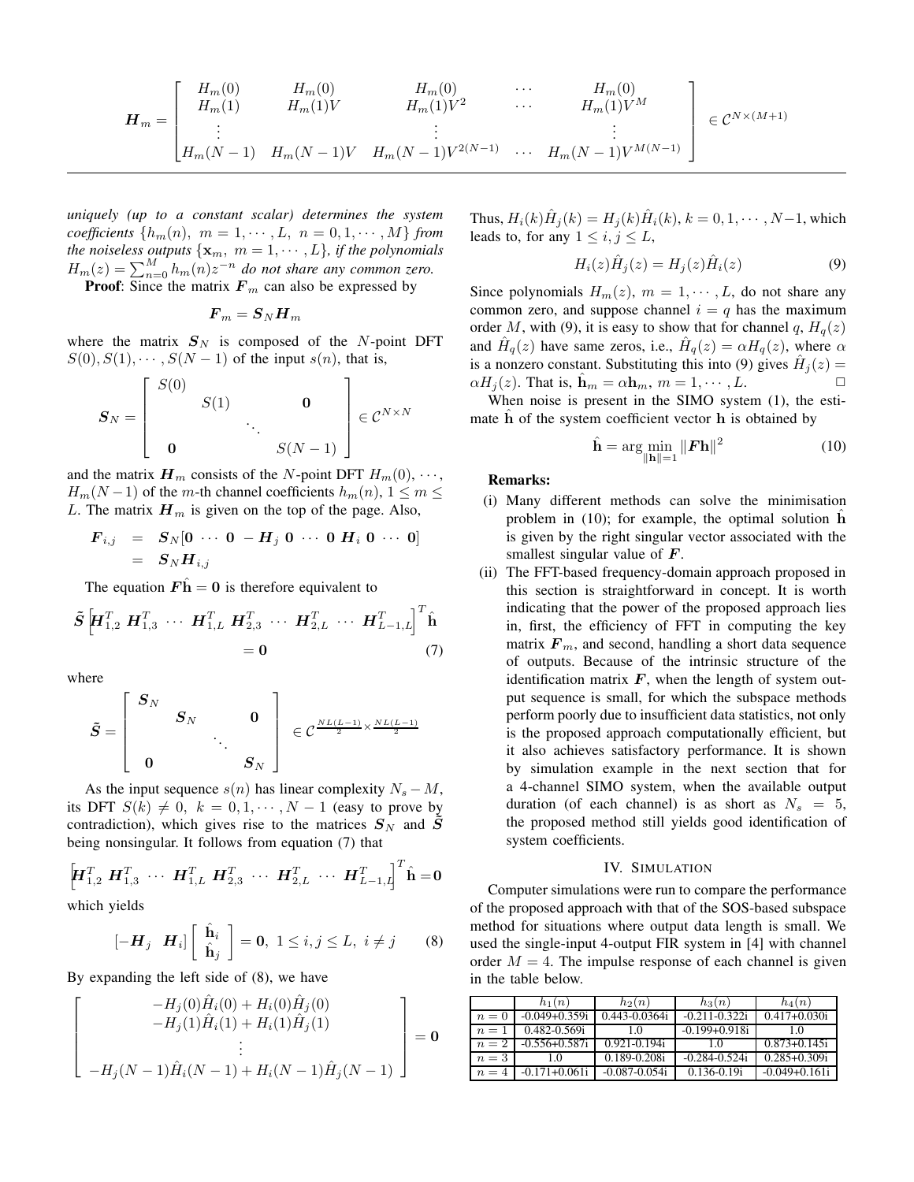$$\boldsymbol{H}_m = \begin{bmatrix} H_m(0) & H_m(0) & H_m(0) & \cdots & H_m(0) \\ H_m(1) & H_m(1)V & H_m(1)V^2 & \cdots & H_m(1)V^M \\ \vdots & & \vdots & & \vdots \\ H_m(N-1) & H_m(N-1)V & H_m(N-1)V^{2(N-1)} & \cdots & H_m(N-1)V^{M(N-1)} \end{bmatrix} \in \mathcal{C}^{N\times(M+1)}$$

*uniquely (up to a constant scalar) determines the system coefficients $\{h_m(n),\ m=1,\cdots,L,\ n=0,1,\cdots,M\}$ from the noiseless outputs $\{\mathbf{x}_m,\ m=1,\cdots,L\}$, if the polynomials $H_m(z)=\sum_{n=0}^{M} h_m(n)z^{-n}$ do not share any common zero.*

**Proof**: Since the matrix $\boldsymbol{F}_m$ can also be expressed by

$$\boldsymbol{F}_m = \boldsymbol{S}_N \boldsymbol{H}_m$$

where the matrix $\boldsymbol{S}_N$ is composed of the $N$-point DFT $S(0), S(1), \cdots, S(N-1)$ of the input $s(n)$, that is,

$$\boldsymbol{S}_N = \begin{bmatrix} S(0) & & & \\ & S(1) & & \mathbf{0} \\ & & \ddots & \\ \mathbf{0} & & & S(N-1) \end{bmatrix} \in \mathcal{C}^{N\times N}$$

and the matrix $\boldsymbol{H}_m$ consists of the $N$-point DFT $H_m(0),\cdots,H_m(N-1)$ of the $m$-th channel coefficients $h_m(n)$, $1\le m\le L$. The matrix $\boldsymbol{H}_m$ is given on the top of the page. Also,

$$\begin{aligned} \boldsymbol{F}_{i,j} &= \boldsymbol{S}_N[\mathbf{0}\ \cdots\ \mathbf{0}\ -\boldsymbol{H}_j\ \mathbf{0}\ \cdots\ \mathbf{0}\ \boldsymbol{H}_i\ \mathbf{0}\ \cdots\ \mathbf{0}] \\ &= \boldsymbol{S}_N \boldsymbol{H}_{i,j} \end{aligned}$$

The equation $\boldsymbol{F}\hat{\mathbf{h}}=\mathbf{0}$ is therefore equivalent to

$$\tilde{\boldsymbol{S}}\Big[\boldsymbol{H}_{1,2}^T\ \boldsymbol{H}_{1,3}^T\ \cdots\ \boldsymbol{H}_{1,L}^T\ \boldsymbol{H}_{2,3}^T\ \cdots\ \boldsymbol{H}_{2,L}^T\ \cdots\ \boldsymbol{H}_{L-1,L}^T\Big]^T\hat{\mathbf{h}} = \mathbf{0} \tag{7}$$

where

$$\tilde{\boldsymbol{S}} = \begin{bmatrix} \boldsymbol{S}_N & & & \\ & \boldsymbol{S}_N & & \mathbf{0} \\ & & \ddots & \\ \mathbf{0} & & & \boldsymbol{S}_N \end{bmatrix} \in \mathcal{C}^{\frac{NL(L-1)}{2}\times\frac{NL(L-1)}{2}}$$

As the input sequence $s(n)$ has linear complexity $N_s-M$, its DFT $S(k)\neq 0,\ k=0,1,\cdots,N-1$ (easy to prove by contradiction), which gives rise to the matrices $\boldsymbol{S}_N$ and $\tilde{\boldsymbol{S}}$ being nonsingular. It follows from equation (7) that

$$\Big[\boldsymbol{H}_{1,2}^T\ \boldsymbol{H}_{1,3}^T\ \cdots\ \boldsymbol{H}_{1,L}^T\ \boldsymbol{H}_{2,3}^T\ \cdots\ \boldsymbol{H}_{2,L}^T\ \cdots\ \boldsymbol{H}_{L-1,L}^T\Big]^T\hat{\mathbf{h}} = \mathbf{0}$$

which yields

$$[-\boldsymbol{H}_j\ \ \boldsymbol{H}_i]\begin{bmatrix}\hat{\mathbf{h}}_i \\ \hat{\mathbf{h}}_j\end{bmatrix} = \mathbf{0},\ 1\le i,j\le L,\ i\neq j \tag{8}$$

By expanding the left side of (8), we have

$$\begin{bmatrix} -H_j(0)\hat{H}_i(0)+H_i(0)\hat{H}_j(0) \\ -H_j(1)\hat{H}_i(1)+H_i(1)\hat{H}_j(1) \\ \vdots \\ -H_j(N-1)\hat{H}_i(N-1)+H_i(N-1)\hat{H}_j(N-1) \end{bmatrix} = \mathbf{0}$$

Thus, $H_i(k)\hat{H}_j(k)=H_j(k)\hat{H}_i(k),\ k=0,1,\cdots,N-1$, which leads to, for any $1\le i,j\le L$,

$$H_i(z)\hat{H}_j(z) = H_j(z)\hat{H}_i(z) \tag{9}$$

Since polynomials $H_m(z),\ m=1,\cdots,L$, do not share any common zero, and suppose channel $i=q$ has the maximum order $M$, with (9), it is easy to show that for channel $q$, $H_q(z)$ and $\hat{H}_q(z)$ have same zeros, i.e., $\hat{H}_q(z)=\alpha H_q(z)$, where $\alpha$ is a nonzero constant. Substituting this into (9) gives $\hat{H}_j(z)=\alpha H_j(z)$. That is, $\hat{\mathbf{h}}_m=\alpha\mathbf{h}_m,\ m=1,\cdots,L$. □

When noise is present in the SIMO system (1), the estimate $\hat{\mathbf{h}}$ of the system coefficient vector $\mathbf{h}$ is obtained by

$$\hat{\mathbf{h}} = \arg\min_{\|\mathbf{h}\|=1}\|\boldsymbol{F}\mathbf{h}\|^2 \tag{10}$$

**Remarks:**

(i) Many different methods can solve the minimisation problem in (10); for example, the optimal solution $\hat{\mathbf{h}}$ is given by the right singular vector associated with the smallest singular value of $\boldsymbol{F}$.

(ii) The FFT-based frequency-domain approach proposed in this section is straightforward in concept. It is worth indicating that the power of the proposed approach lies in, first, the efficiency of FFT in computing the key matrix $\boldsymbol{F}_m$, and second, handling a short data sequence of outputs. Because of the intrinsic structure of the identification matrix $\boldsymbol{F}$, when the length of system output sequence is small, for which the subspace methods perform poorly due to insufficient data statistics, not only is the proposed approach computationally efficient, but it also achieves satisfactory performance. It is shown by simulation example in the next section that for a 4-channel SIMO system, when the available output duration (of each channel) is as short as $N_s=5$, the proposed method still yields good identification of system coefficients.

## IV. Simulation

Computer simulations were run to compare the performance of the proposed approach with that of the SOS-based subspace method for situations where output data length is small. We used the single-input 4-output FIR system in [4] with channel order $M=4$. The impulse response of each channel is given in the table below.

| | $h_1(n)$ | $h_2(n)$ | $h_3(n)$ | $h_4(n)$ |
|---|---|---|---|---|
| $n=0$ | -0.049+0.359i | 0.443-0.0364i | -0.211-0.322i | 0.417+0.030i |
| $n=1$ | 0.482-0.569i | 1.0 | -0.199+0.918i | 1.0 |
| $n=2$ | -0.556+0.587i | 0.921-0.194i | 1.0 | 0.873+0.145i |
| $n=3$ | 1.0 | 0.189-0.208i | -0.284-0.524i | 0.285+0.309i |
| $n=4$ | -0.171+0.061i | -0.087-0.054i | 0.136-0.19i | -0.049+0.161i |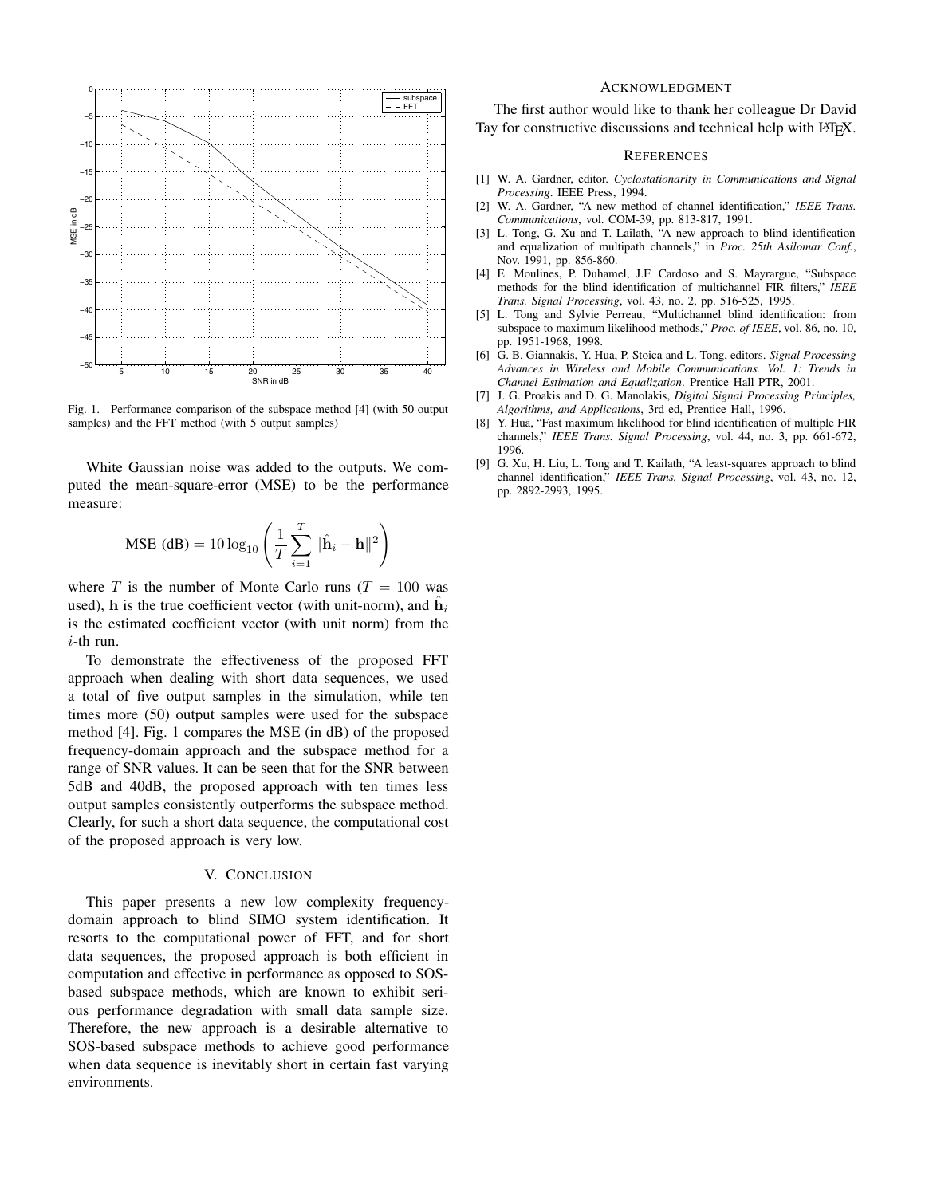0
−5
−10
−15
−20
−25
−30
−35
−40
−45
−50

MSE in dB

5 10 15 20 25 30 35 40

SNR in dB

subspace
FFT

Fig. 1. Performance comparison of the subspace method [4] (with 50 output samples) and the FFT method (with 5 output samples)

White Gaussian noise was added to the outputs. We computed the mean-square-error (MSE) to be the performance measure:

$$\text{MSE (dB)} = 10 \log_{10} \left( \frac{1}{T} \sum_{i=1}^{T} \|\hat{\mathbf{h}}_i - \mathbf{h}\|^2 \right)$$

where $T$ is the number of Monte Carlo runs ($T = 100$ was used), $\mathbf{h}$ is the true coefficient vector (with unit-norm), and $\hat{\mathbf{h}}_i$ is the estimated coefficient vector (with unit norm) from the $i$-th run.

To demonstrate the effectiveness of the proposed FFT approach when dealing with short data sequences, we used a total of five output samples in the simulation, while ten times more (50) output samples were used for the subspace method [4]. Fig. 1 compares the MSE (in dB) of the proposed frequency-domain approach and the subspace method for a range of SNR values. It can be seen that for the SNR between 5dB and 40dB, the proposed approach with ten times less output samples consistently outperforms the subspace method. Clearly, for such a short data sequence, the computational cost of the proposed approach is very low.

## V. Conclusion

This paper presents a new low complexity frequency-domain approach to blind SIMO system identification. It resorts to the computational power of FFT, and for short data sequences, the proposed approach is both efficient in computation and effective in performance as opposed to SOS-based subspace methods, which are known to exhibit serious performance degradation with small data sample size. Therefore, the new approach is a desirable alternative to SOS-based subspace methods to achieve good performance when data sequence is inevitably short in certain fast varying environments.

## Acknowledgment

The first author would like to thank her colleague Dr David Tay for constructive discussions and technical help with LaTeX.

## References

[1] W. A. Gardner, editor. *Cyclostationarity in Communications and Signal Processing*. IEEE Press, 1994.

[2] W. A. Gardner, "A new method of channel identification," *IEEE Trans. Communications*, vol. COM-39, pp. 813-817, 1991.

[3] L. Tong, G. Xu and T. Kailath, "A new approach to blind identification and equalization of multipath channels," in *Proc. 25th Asilomar Conf.*, Nov. 1991, pp. 856-860.

[4] E. Moulines, P. Duhamel, J.F. Cardoso and S. Mayrargue, "Subspace methods for the blind identification of multichannel FIR filters," *IEEE Trans. Signal Processing*, vol. 43, no. 2, pp. 516-525, 1995.

[5] L. Tong and Sylvie Perreau, "Multichannel blind identification: from subspace to maximum likelihood methods," *Proc. of IEEE*, vol. 86, no. 10, pp. 1951-1968, 1998.

[6] G. B. Giannakis, Y. Hua, P. Stoica and L. Tong, editors. *Signal Processing Advances in Wireless and Mobile Communications. Vol. 1: Trends in Channel Estimation and Equalization*. Prentice Hall PTR, 2001.

[7] J. G. Proakis and D. G. Manolakis, *Digital Signal Processing Principles, Algorithms, and Applications*, 3rd ed, Prentice Hall, 1996.

[8] Y. Hua, "Fast maximum likelihood for blind identification of multiple FIR channels," *IEEE Trans. Signal Processing*, vol. 44, no. 3, pp. 661-672, 1996.

[9] G. Xu, H. Liu, L. Tong and T. Kailath, "A least-squares approach to blind channel identification," *IEEE Trans. Signal Processing*, vol. 43, no. 12, pp. 2892-2993, 1995.